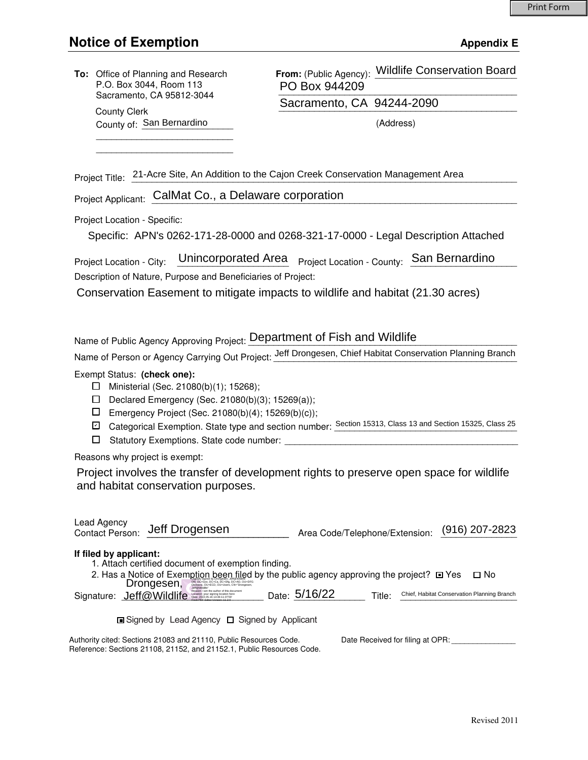Print Form

# Notice of Exemption

**Appendix E**

**To:** Office of Planning and Research
P.O. Box 3044, Room 113
Sacramento, CA 95812-3044

County Clerk
County of: San Bernardino

**From:** (Public Agency): Wildlife Conservation Board
PO Box 944209
Sacramento, CA 94244-2090
(Address)

Project Title: 21-Acre Site, An Addition to the Cajon Creek Conservation Management Area

Project Applicant: CalMat Co., a Delaware corporation

Project Location - Specific:

Specific: APN's 0262-171-28-0000 and 0268-321-17-0000 - Legal Description Attached

Project Location - City: Unincorporated Area Project Location - County: San Bernardino

Description of Nature, Purpose and Beneficiaries of Project:

Conservation Easement to mitigate impacts to wildlife and habitat (21.30 acres)

Name of Public Agency Approving Project: Department of Fish and Wildlife

Name of Person or Agency Carrying Out Project: Jeff Drongesen, Chief Habitat Conservation Planning Branch

Exempt Status: **(check one):**

- ☐ Ministerial (Sec. 21080(b)(1); 15268);
- ☐ Declared Emergency (Sec. 21080(b)(3); 15269(a));
- ☐ Emergency Project (Sec. 21080(b)(4); 15269(b)(c));
- ☑ Categorical Exemption. State type and section number: Section 15313, Class 13 and Section 15325, Class 25
- ☐ Statutory Exemptions. State code number: \_\_\_\_\_\_\_\_\_\_

Reasons why project is exempt:

Project involves the transfer of development rights to preserve open space for wildlife and habitat conservation purposes.

Lead Agency Contact Person: Jeff Drogensen Area Code/Telephone/Extension: (916) 207-2823

**If filed by applicant:**

1. Attach certified document of exemption finding.
2. Has a Notice of Exemption been filed by the public agency approving the project? ☑ Yes ☐ No

Signature: Drongesen, Jeff@Wildlife Date: 5/16/22 Title: Chief, Habitat Conservation Planning Branch

☑ Signed by Lead Agency ☐ Signed by Applicant

Authority cited: Sections 21083 and 21110, Public Resources Code.
Reference: Sections 21108, 21152, and 21152.1, Public Resources Code.

Date Received for filing at OPR: \_\_\_\_\_\_\_\_\_\_

Revised 2011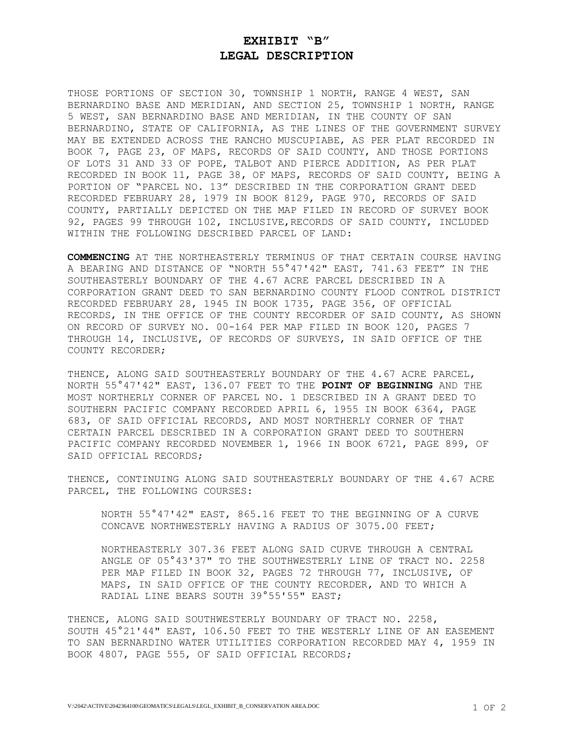# EXHIBIT "B"
# LEGAL DESCRIPTION

THOSE PORTIONS OF SECTION 30, TOWNSHIP 1 NORTH, RANGE 4 WEST, SAN BERNARDINO BASE AND MERIDIAN, AND SECTION 25, TOWNSHIP 1 NORTH, RANGE 5 WEST, SAN BERNARDINO BASE AND MERIDIAN, IN THE COUNTY OF SAN BERNARDINO, STATE OF CALIFORNIA, AS THE LINES OF THE GOVERNMENT SURVEY MAY BE EXTENDED ACROSS THE RANCHO MUSCUPIABE, AS PER PLAT RECORDED IN BOOK 7, PAGE 23, OF MAPS, RECORDS OF SAID COUNTY, AND THOSE PORTIONS OF LOTS 31 AND 33 OF POPE, TALBOT AND PIERCE ADDITION, AS PER PLAT RECORDED IN BOOK 11, PAGE 38, OF MAPS, RECORDS OF SAID COUNTY, BEING A PORTION OF "PARCEL NO. 13" DESCRIBED IN THE CORPORATION GRANT DEED RECORDED FEBRUARY 28, 1979 IN BOOK 8129, PAGE 970, RECORDS OF SAID COUNTY, PARTIALLY DEPICTED ON THE MAP FILED IN RECORD OF SURVEY BOOK 92, PAGES 99 THROUGH 102, INCLUSIVE,RECORDS OF SAID COUNTY, INCLUDED WITHIN THE FOLLOWING DESCRIBED PARCEL OF LAND:

**COMMENCING** AT THE NORTHEASTERLY TERMINUS OF THAT CERTAIN COURSE HAVING A BEARING AND DISTANCE OF "NORTH 55°47'42" EAST, 741.63 FEET" IN THE SOUTHEASTERLY BOUNDARY OF THE 4.67 ACRE PARCEL DESCRIBED IN A CORPORATION GRANT DEED TO SAN BERNARDINO COUNTY FLOOD CONTROL DISTRICT RECORDED FEBRUARY 28, 1945 IN BOOK 1735, PAGE 356, OF OFFICIAL RECORDS, IN THE OFFICE OF THE COUNTY RECORDER OF SAID COUNTY, AS SHOWN ON RECORD OF SURVEY NO. 00-164 PER MAP FILED IN BOOK 120, PAGES 7 THROUGH 14, INCLUSIVE, OF RECORDS OF SURVEYS, IN SAID OFFICE OF THE COUNTY RECORDER;

THENCE, ALONG SAID SOUTHEASTERLY BOUNDARY OF THE 4.67 ACRE PARCEL, NORTH 55°47'42" EAST, 136.07 FEET TO THE **POINT OF BEGINNING** AND THE MOST NORTHERLY CORNER OF PARCEL NO. 1 DESCRIBED IN A GRANT DEED TO SOUTHERN PACIFIC COMPANY RECORDED APRIL 6, 1955 IN BOOK 6364, PAGE 683, OF SAID OFFICIAL RECORDS, AND MOST NORTHERLY CORNER OF THAT CERTAIN PARCEL DESCRIBED IN A CORPORATION GRANT DEED TO SOUTHERN PACIFIC COMPANY RECORDED NOVEMBER 1, 1966 IN BOOK 6721, PAGE 899, OF SAID OFFICIAL RECORDS;

THENCE, CONTINUING ALONG SAID SOUTHEASTERLY BOUNDARY OF THE 4.67 ACRE PARCEL, THE FOLLOWING COURSES:

> NORTH 55°47'42" EAST, 865.16 FEET TO THE BEGINNING OF A CURVE CONCAVE NORTHWESTERLY HAVING A RADIUS OF 3075.00 FEET;
>
> NORTHEASTERLY 307.36 FEET ALONG SAID CURVE THROUGH A CENTRAL ANGLE OF 05°43'37" TO THE SOUTHWESTERLY LINE OF TRACT NO. 2258 PER MAP FILED IN BOOK 32, PAGES 72 THROUGH 77, INCLUSIVE, OF MAPS, IN SAID OFFICE OF THE COUNTY RECORDER, AND TO WHICH A RADIAL LINE BEARS SOUTH 39°55'55" EAST;

THENCE, ALONG SAID SOUTHWESTERLY BOUNDARY OF TRACT NO. 2258, SOUTH 45°21'44" EAST, 106.50 FEET TO THE WESTERLY LINE OF AN EASEMENT TO SAN BERNARDINO WATER UTILITIES CORPORATION RECORDED MAY 4, 1959 IN BOOK 4807, PAGE 555, OF SAID OFFICIAL RECORDS;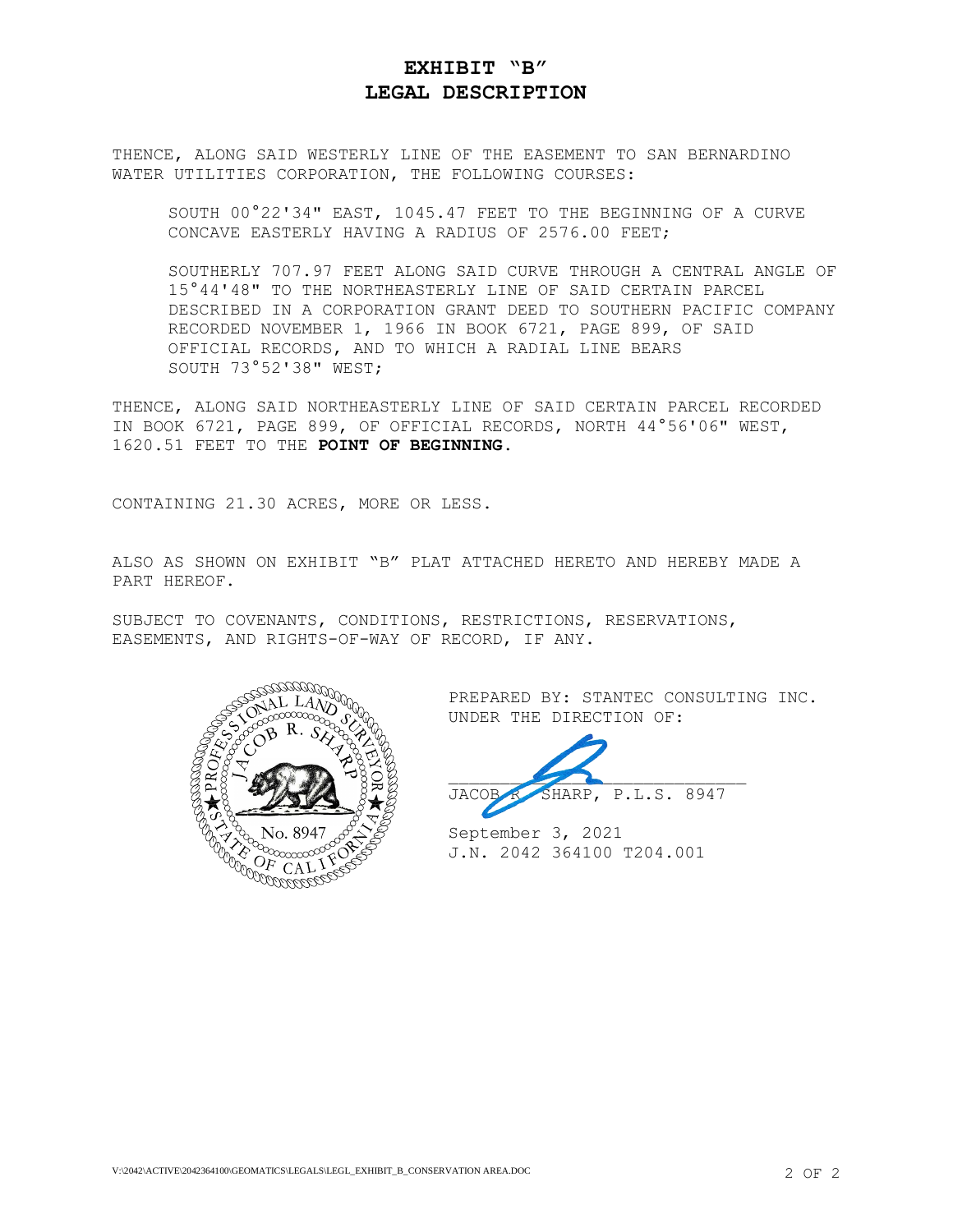# EXHIBIT "B"
# LEGAL DESCRIPTION

THENCE, ALONG SAID WESTERLY LINE OF THE EASEMENT TO SAN BERNARDINO WATER UTILITIES CORPORATION, THE FOLLOWING COURSES:

SOUTH 00°22'34" EAST, 1045.47 FEET TO THE BEGINNING OF A CURVE CONCAVE EASTERLY HAVING A RADIUS OF 2576.00 FEET;

SOUTHERLY 707.97 FEET ALONG SAID CURVE THROUGH A CENTRAL ANGLE OF 15°44'48" TO THE NORTHEASTERLY LINE OF SAID CERTAIN PARCEL DESCRIBED IN A CORPORATION GRANT DEED TO SOUTHERN PACIFIC COMPANY RECORDED NOVEMBER 1, 1966 IN BOOK 6721, PAGE 899, OF SAID OFFICIAL RECORDS, AND TO WHICH A RADIAL LINE BEARS SOUTH 73°52'38" WEST;

THENCE, ALONG SAID NORTHEASTERLY LINE OF SAID CERTAIN PARCEL RECORDED IN BOOK 6721, PAGE 899, OF OFFICIAL RECORDS, NORTH 44°56'06" WEST, 1620.51 FEET TO THE **POINT OF BEGINNING**.

CONTAINING 21.30 ACRES, MORE OR LESS.

ALSO AS SHOWN ON EXHIBIT "B" PLAT ATTACHED HERETO AND HEREBY MADE A PART HEREOF.

SUBJECT TO COVENANTS, CONDITIONS, RESTRICTIONS, RESERVATIONS, EASEMENTS, AND RIGHTS-OF-WAY OF RECORD, IF ANY.

PROFESSIONAL LAND SURVEYOR
JACOB R. SHARP
No. 8947
STATE OF CALIFORNIA

PREPARED BY: STANTEC CONSULTING INC.
UNDER THE DIRECTION OF:

JACOB R. SHARP, P.L.S. 8947

September 3, 2021
J.N. 2042 364100 T204.001

V:\2042\ACTIVE\2042364100\GEOMATICS\LEGALS\LEGL_EXHIBIT_B_CONSERVATION AREA.DOC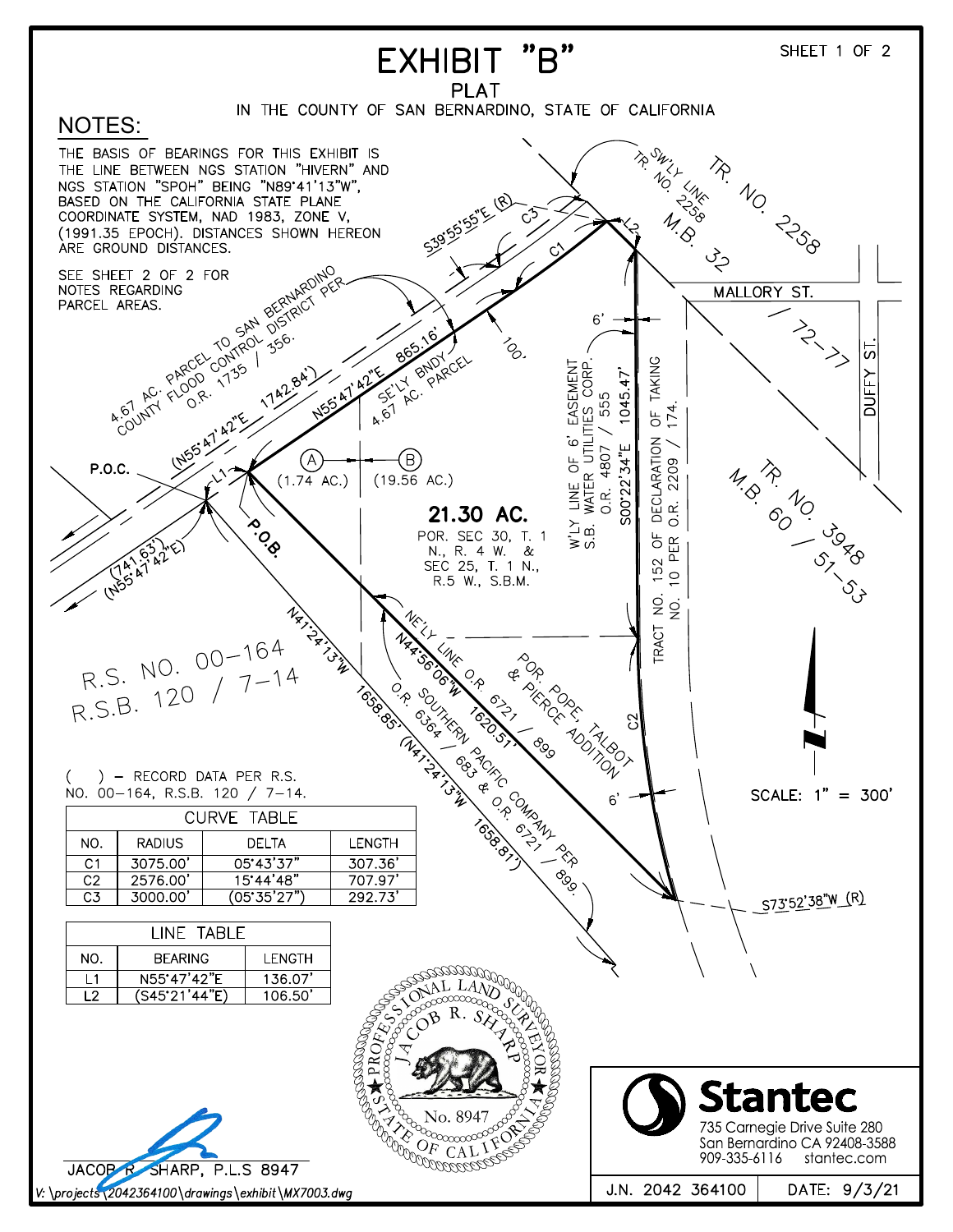# EXHIBIT "B"

## PLAT

IN THE COUNTY OF SAN BERNARDINO, STATE OF CALIFORNIA

## NOTES:

THE BASIS OF BEARINGS FOR THIS EXHIBIT IS THE LINE BETWEEN NGS STATION "HIVERN" AND NGS STATION "SPOH" BEING "N89°41'13"W", BASED ON THE CALIFORNIA STATE PLANE COORDINATE SYSTEM, NAD 1983, ZONE V, (1991.35 EPOCH). DISTANCES SHOWN HEREON ARE GROUND DISTANCES.

SEE SHEET 2 OF 2 FOR NOTES REGARDING PARCEL AREAS.

4.67 AC. PARCEL TO SAN BERNARDINO COUNTY FLOOD CONTROL DISTRICT PER O.R. 1735 / 356.

SW'LY LINE TR. NO. 2258 M.B. 32

TR. NO. 2258

MALLORY ST.

72-77

DUFFY ST.

TR. NO. 3948 M.B. 60 / 51-53

S39°55'55"E (R)

C3

C1

L2

(N55°47'42"E 1742.84')

N55°47'42"E 865.16'

SE'LY BNDY 4.67 AC. PARCEL

100'

6'

W'LY LINE OF 6' EASEMENT S.B. WATER UTILITIES CORP. O.R. 4807 / 555

S00°22'34"E 1045.47'

TRACT NO. 152 OF DECLARATION OF TAKING NO. 10 PER O.R. 2209 / 174.

P.O.C.

L1

P.O.B.

(741.63') (N55°47'42"E)

(A) (1.74 AC.)

(B) (19.56 AC.)

**21.30 AC.**

POR. SEC 30, T. 1 N., R. 4 W. & SEC 25, T. 1 N., R.5 W., S.B.M.

R.S. NO. 00-164 R.S.B. 120 / 7-14

N41°24'13"W 1658.85' (N41°24'13"W 1658.81')

NE'LY LINE O.R. 6721 / 899

N44°56'06"W 1620.51'

O.R. 6364 / 683 & O.R. 6721 / 899

SOUTHERN PACIFIC COMPANY PER

POR. POPE, TALBOT & PIERCE ADDITION

C2

6'

S73°52'38"W (R)

SCALE: 1" = 300'

( ) - RECORD DATA PER R.S. NO. 00-164, R.S.B. 120 / 7-14.

| CURVE TABLE | | | |
|---|---|---|---|
| NO. | RADIUS | DELTA | LENGTH |
| C1 | 3075.00' | 05°43'37" | 307.36' |
| C2 | 2576.00' | 15°44'48" | 707.97' |
| C3 | 3000.00' | (05°35'27") | 292.73' |

| LINE TABLE | | |
|---|---|---|
| NO. | BEARING | LENGTH |
| L1 | N55°47'42"E | 136.07' |
| L2 | (S45°21'44"E) | 106.50' |

PROFESSIONAL LAND SURVEYOR JACOB R. SHARP No. 8947 STATE OF CALIFORNIA

JACOB R. SHARP, P.L.S 8947

Stantec
735 Carnegie Drive Suite 280
San Bernardino CA 92408-3588
909-335-6116 stantec.com

J.N. 2042 364100 | DATE: 9/3/21

V: \projects\2042364100\drawings\exhibit\MX7003.dwg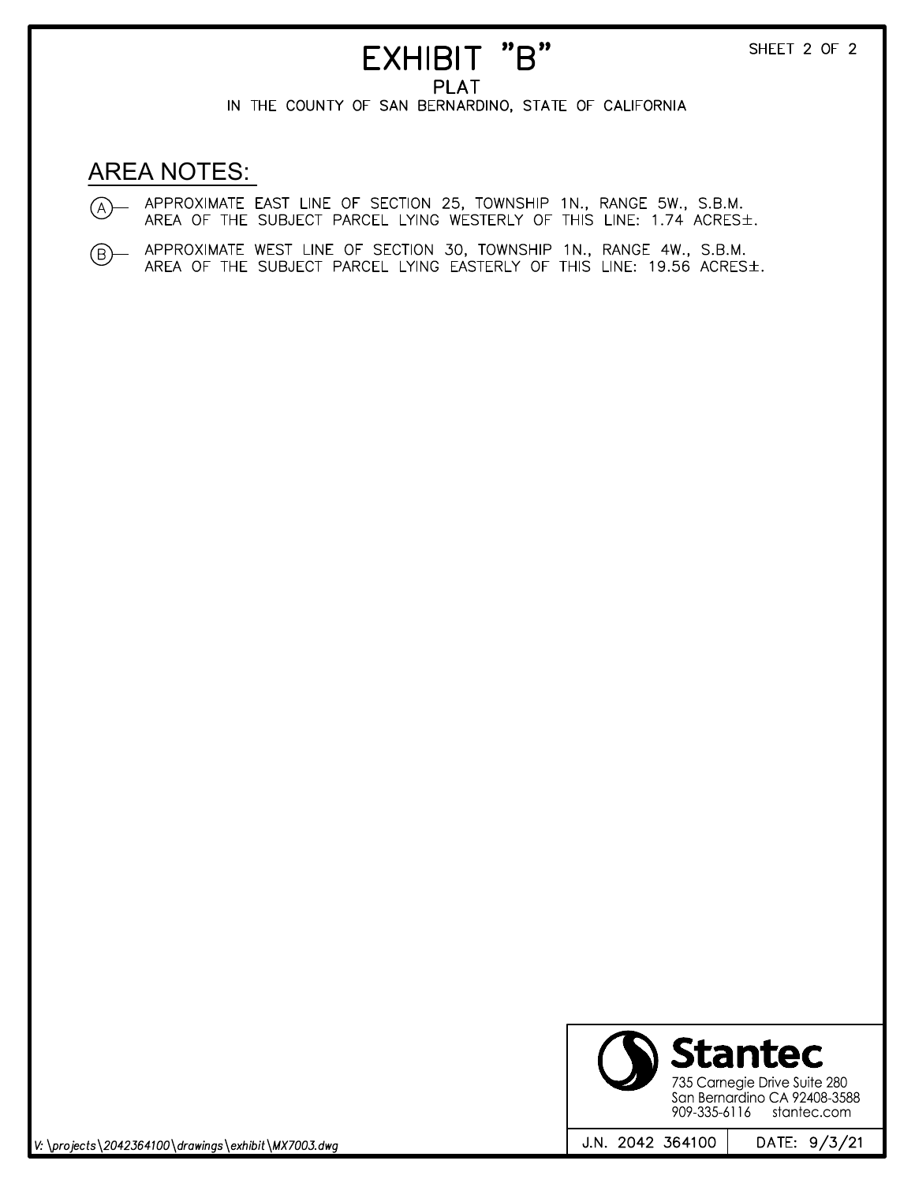# EXHIBIT "B"

PLAT

IN THE COUNTY OF SAN BERNARDINO, STATE OF CALIFORNIA

## AREA NOTES:

(A)— APPROXIMATE EAST LINE OF SECTION 25, TOWNSHIP 1N., RANGE 5W., S.B.M.
AREA OF THE SUBJECT PARCEL LYING WESTERLY OF THIS LINE: 1.74 ACRES±.

(B)— APPROXIMATE WEST LINE OF SECTION 30, TOWNSHIP 1N., RANGE 4W., S.B.M.
AREA OF THE SUBJECT PARCEL LYING EASTERLY OF THIS LINE: 19.56 ACRES±.

**Stantec**
735 Carnegie Drive Suite 280
San Bernardino CA 92408-3588
909-335-6116 stantec.com

J.N. 2042 364100 | DATE: 9/3/21

V: \projects\2042364100\drawings\exhibit\MX7003.dwg